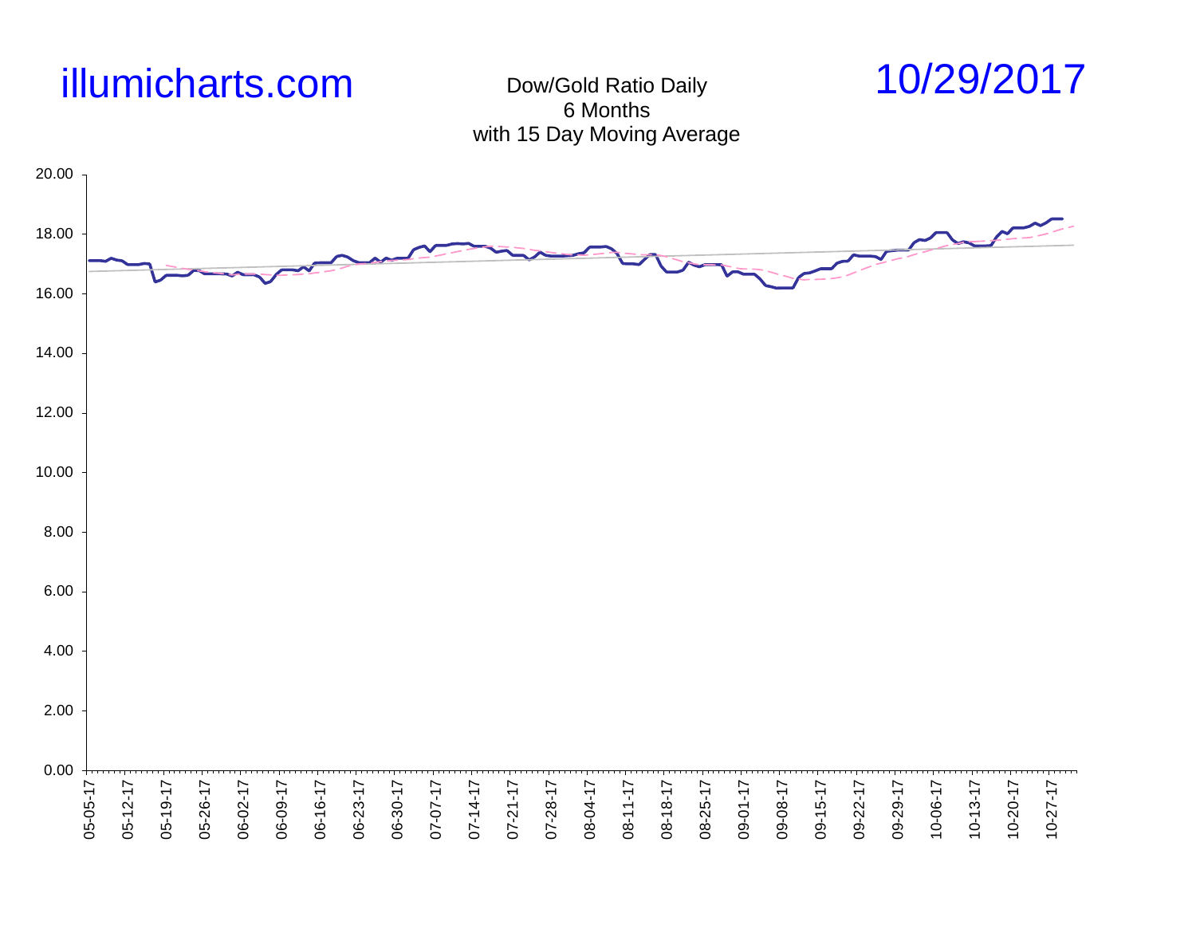illumicharts.com

Dow/Gold Ratio Daily
6 Months
with 15 Day Moving Average

10/29/2017

20.00
18.00
16.00
14.00
12.00
10.00
8.00
6.00
4.00
2.00
0.00

05-05-17 05-12-17 05-19-17 05-26-17 06-02-17 06-09-17 06-16-17 06-23-17 06-30-17 07-07-17 07-14-17 07-21-17 07-28-17 08-04-17 08-11-17 08-18-17 08-25-17 09-01-17 09-08-17 09-15-17 09-22-17 09-29-17 10-06-17 10-13-17 10-20-17 10-27-17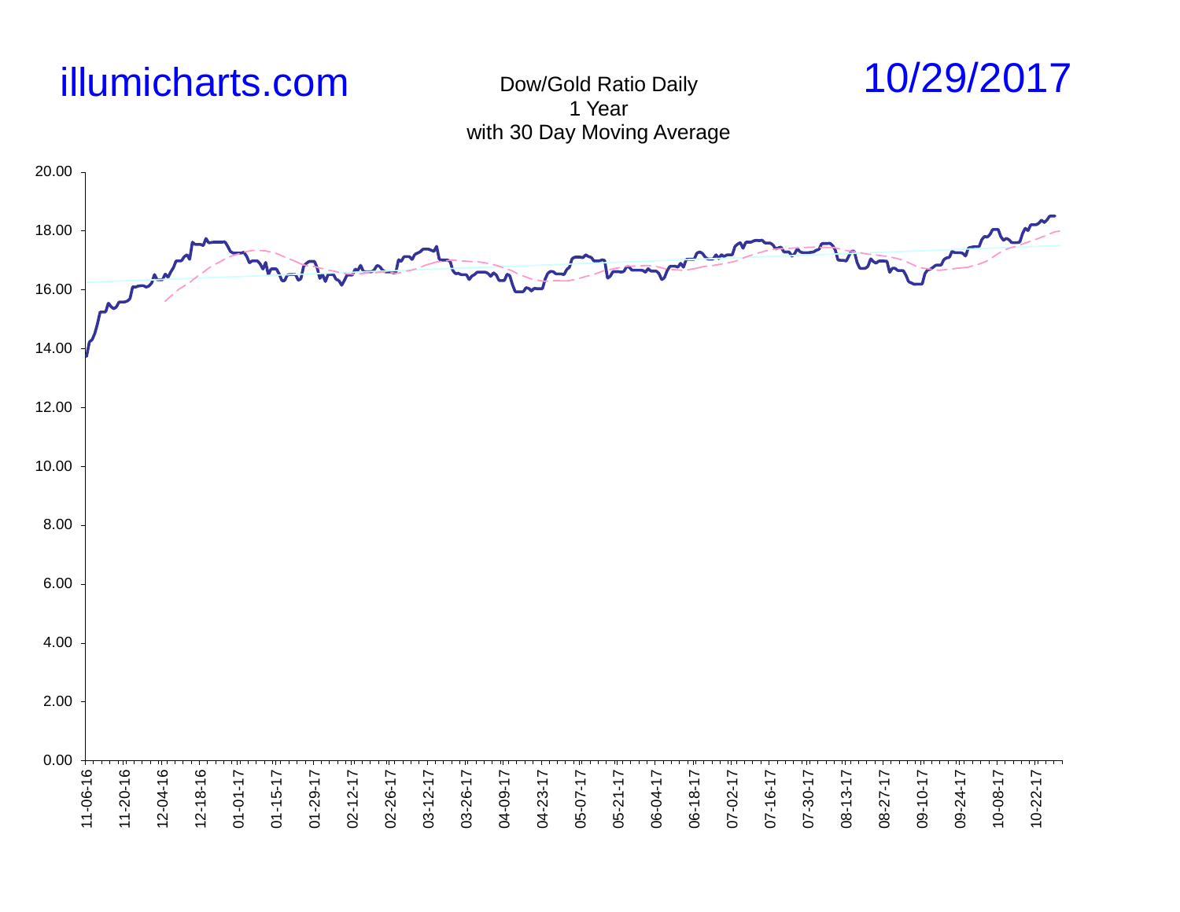illumicharts.com

Dow/Gold Ratio Daily
1 Year
with 30 Day Moving Average

10/29/2017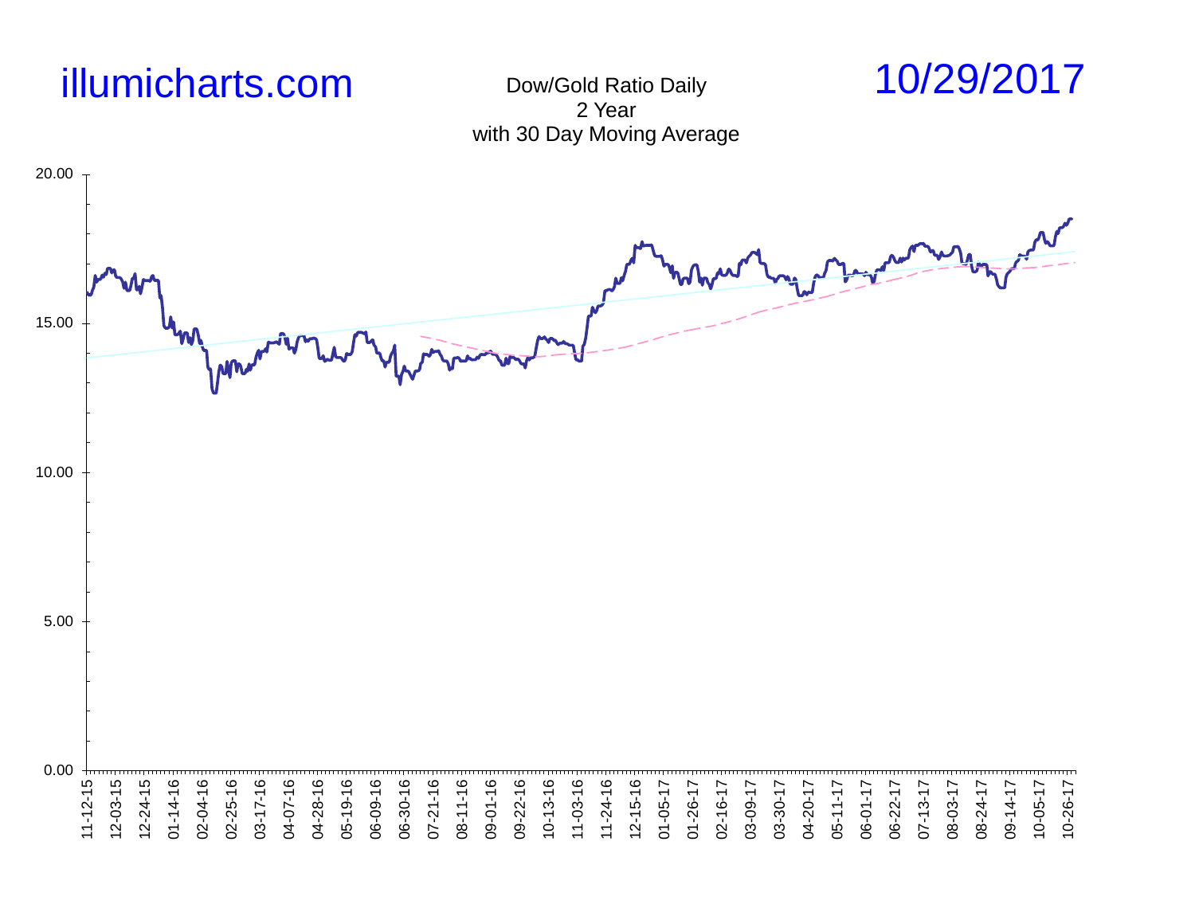illumicharts.com

Dow/Gold Ratio Daily
2 Year
with 30 Day Moving Average

10/29/2017

20.00

15.00

10.00

5.00

0.00

11-12-15 12-03-15 12-24-15 01-14-16 02-04-16 02-25-16 03-17-16 04-07-16 04-28-16 05-19-16 06-09-16 06-30-16 07-21-16 08-11-16 09-01-16 09-22-16 10-13-16 11-03-16 11-24-16 12-15-16 01-05-17 01-26-17 02-16-17 03-09-17 03-30-17 04-20-17 05-11-17 06-01-17 06-22-17 07-13-17 08-03-17 08-24-17 09-14-17 10-05-17 10-26-17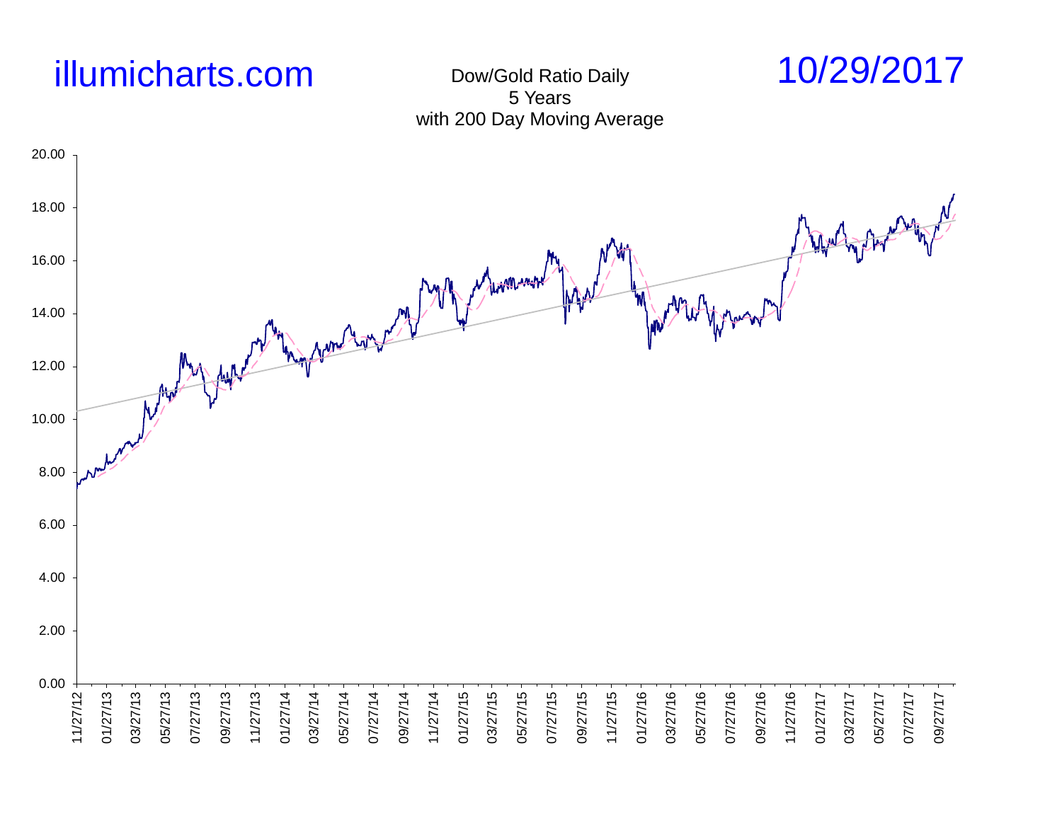illumicharts.com

Dow/Gold Ratio Daily
5 Years
with 200 Day Moving Average

10/29/2017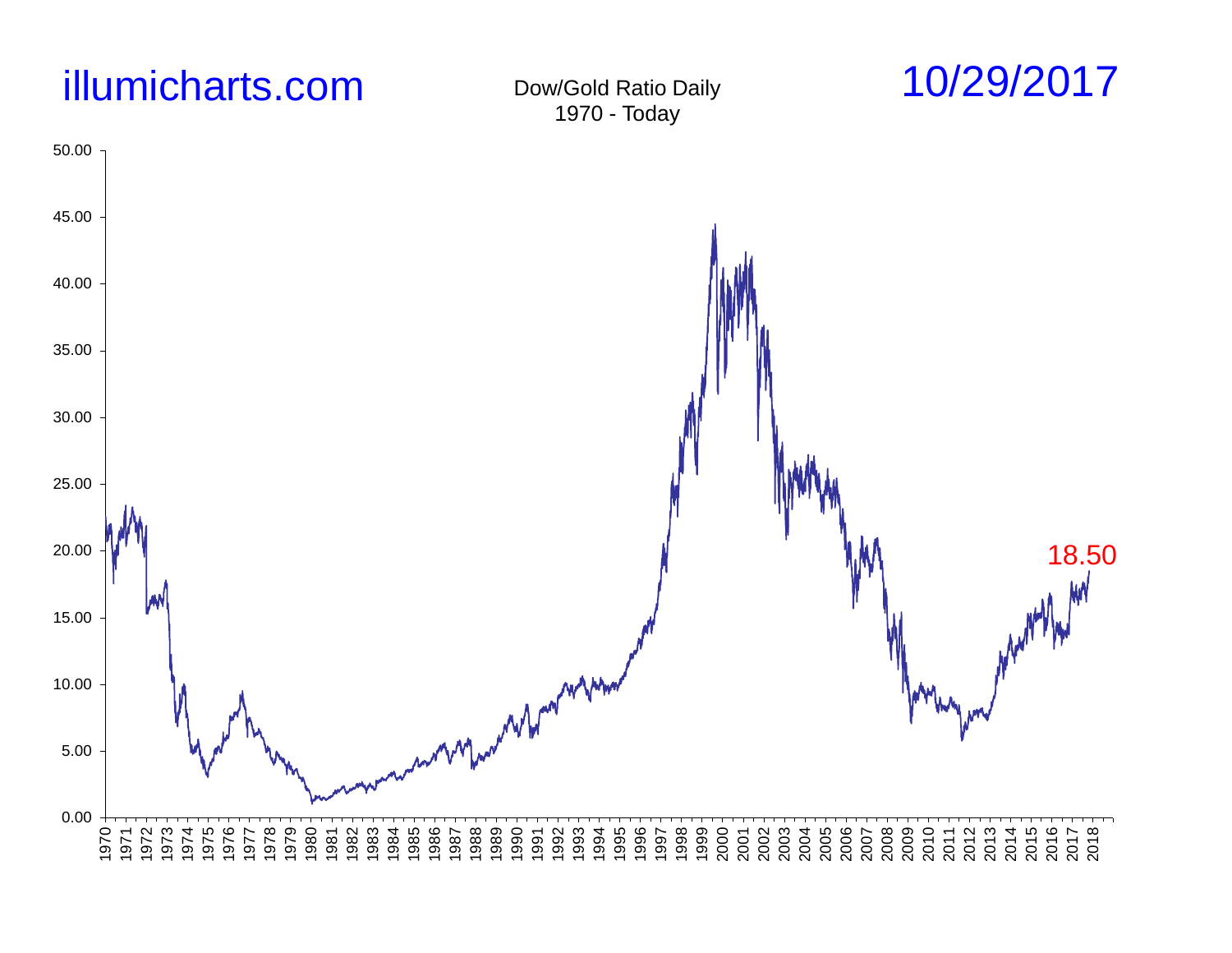illumicharts.com

Dow/Gold Ratio Daily
1970 - Today

10/29/2017

18.50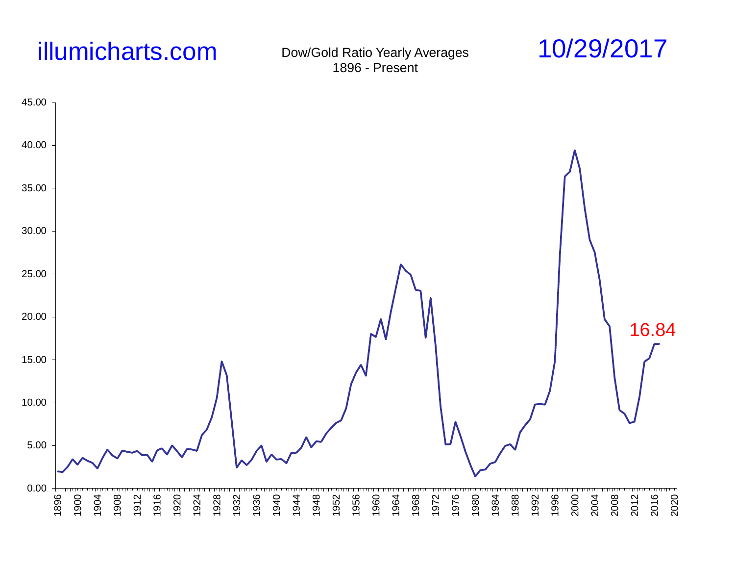illumicharts.com

Dow/Gold Ratio Yearly Averages
1896 - Present

10/29/2017

45.00
40.00
35.00
30.00
25.00
20.00
15.00
10.00
5.00
0.00

16.84

1896 1900 1904 1908 1912 1916 1920 1924 1928 1932 1936 1940 1944 1948 1952 1956 1960 1964 1968 1972 1976 1980 1984 1988 1992 1996 2000 2004 2008 2012 2016 2020